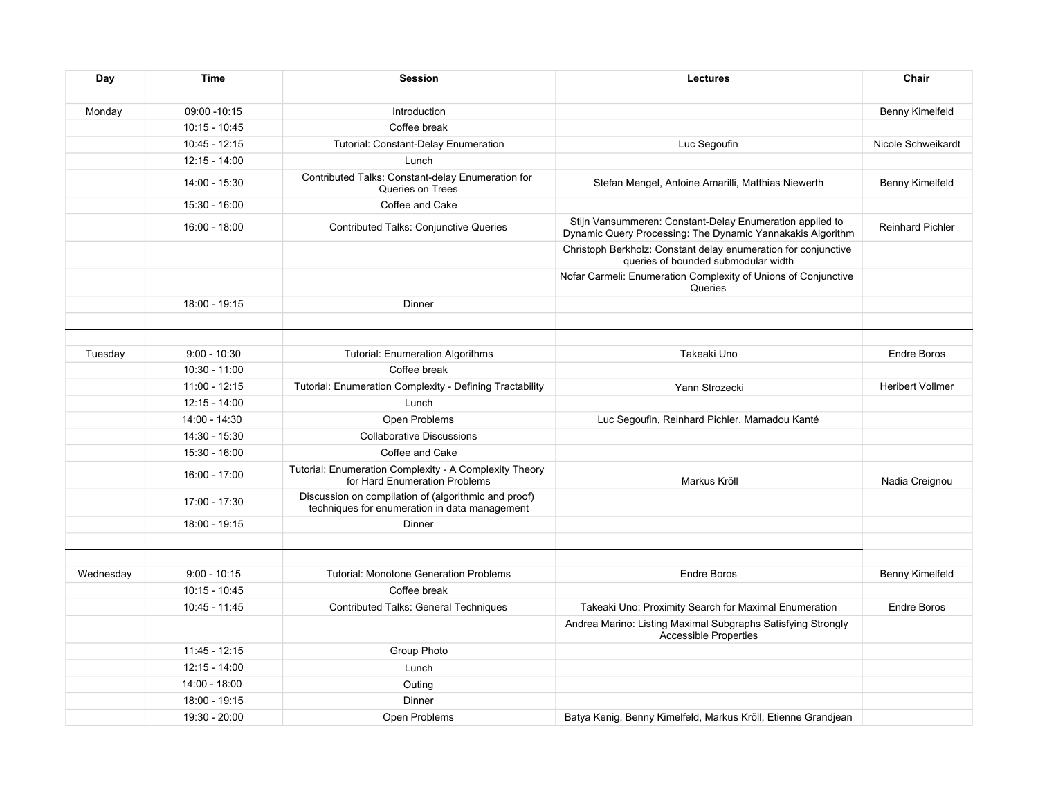| Day | Time | Session | Lectures | Chair |
|---|---|---|---|---|
| | | | | |
| Monday | 09:00 -10:15 | Introduction | | Benny Kimelfeld |
| | 10:15 - 10:45 | Coffee break | | |
| | 10:45 - 12:15 | Tutorial: Constant-Delay Enumeration | Luc Segoufin | Nicole Schweikardt |
| | 12:15 - 14:00 | Lunch | | |
| | 14:00 - 15:30 | Contributed Talks: Constant-delay Enumeration for Queries on Trees | Stefan Mengel, Antoine Amarilli, Matthias Niewerth | Benny Kimelfeld |
| | 15:30 - 16:00 | Coffee and Cake | | |
| | 16:00 - 18:00 | Contributed Talks: Conjunctive Queries | Stijn Vansummeren: Constant-Delay Enumeration applied to Dynamic Query Processing: The Dynamic Yannakakis Algorithm | Reinhard Pichler |
| | | | Christoph Berkholz: Constant delay enumeration for conjunctive queries of bounded submodular width | |
| | | | Nofar Carmeli: Enumeration Complexity of Unions of Conjunctive Queries | |
| | 18:00 - 19:15 | Dinner | | |
| | | | | |
| | | | | |
| Tuesday | 9:00 - 10:30 | Tutorial: Enumeration Algorithms | Takeaki Uno | Endre Boros |
| | 10:30 - 11:00 | Coffee break | | |
| | 11:00 - 12:15 | Tutorial: Enumeration Complexity - Defining Tractability | Yann Strozecki | Heribert Vollmer |
| | 12:15 - 14:00 | Lunch | | |
| | 14:00 - 14:30 | Open Problems | Luc Segoufin, Reinhard Pichler, Mamadou Kanté | |
| | 14:30 - 15:30 | Collaborative Discussions | | |
| | 15:30 - 16:00 | Coffee and Cake | | |
| | 16:00 - 17:00 | Tutorial: Enumeration Complexity - A Complexity Theory for Hard Enumeration Problems | Markus Kröll | Nadia Creignou |
| | 17:00 - 17:30 | Discussion on compilation of (algorithmic and proof) techniques for enumeration in data management | | |
| | 18:00 - 19:15 | Dinner | | |
| | | | | |
| | | | | |
| Wednesday | 9:00 - 10:15 | Tutorial: Monotone Generation Problems | Endre Boros | Benny Kimelfeld |
| | 10:15 - 10:45 | Coffee break | | |
| | 10:45 - 11:45 | Contributed Talks: General Techniques | Takeaki Uno: Proximity Search for Maximal Enumeration | Endre Boros |
| | | | Andrea Marino: Listing Maximal Subgraphs Satisfying Strongly Accessible Properties | |
| | 11:45 - 12:15 | Group Photo | | |
| | 12:15 - 14:00 | Lunch | | |
| | 14:00 - 18:00 | Outing | | |
| | 18:00 - 19:15 | Dinner | | |
| | 19:30 - 20:00 | Open Problems | Batya Kenig, Benny Kimelfeld, Markus Kröll, Etienne Grandjean | |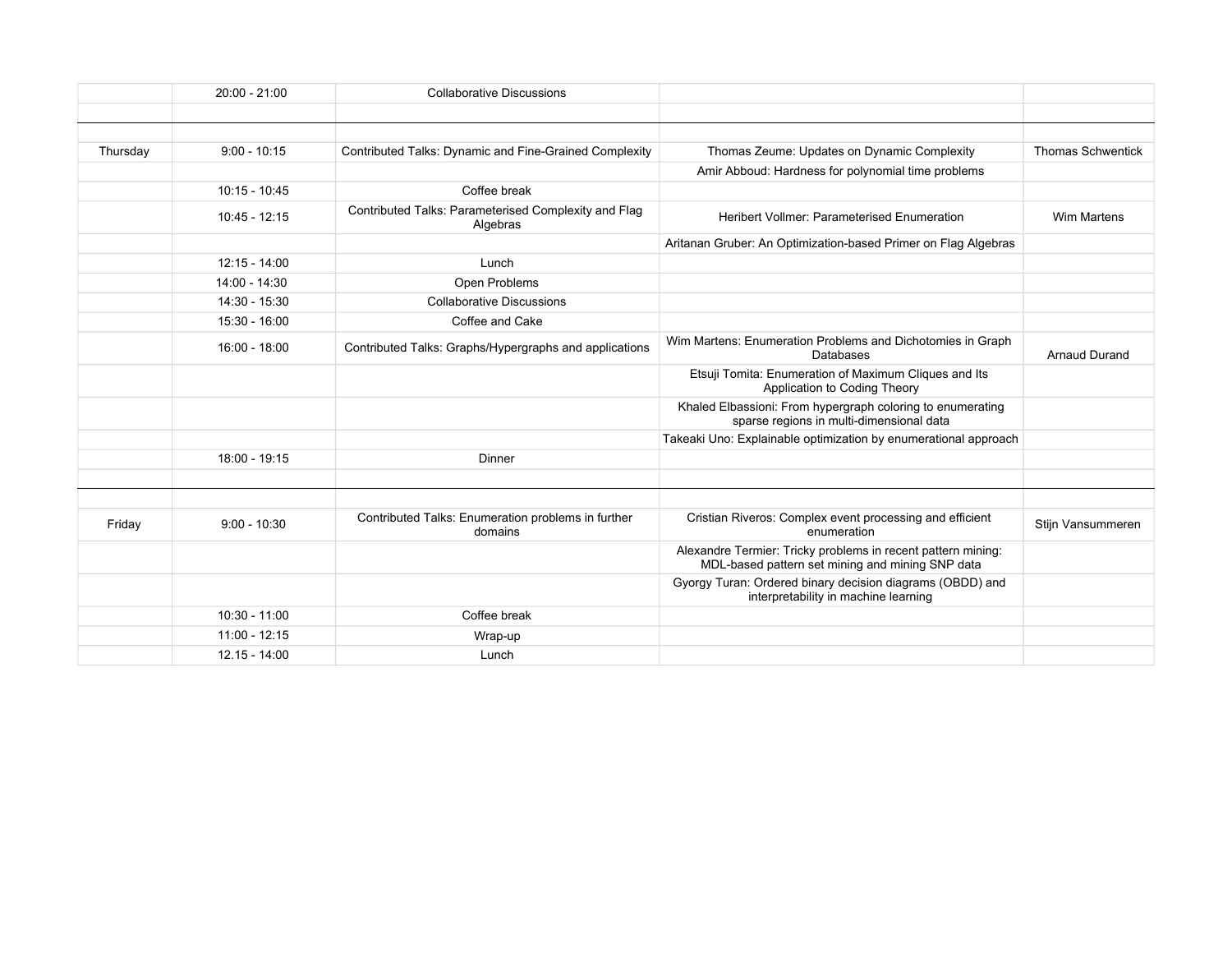| | | | | |
|---|---|---|---|---|
| | 20:00 - 21:00 | Collaborative Discussions | | |
| | | | | |
| | | | | |
| Thursday | 9:00 - 10:15 | Contributed Talks: Dynamic and Fine-Grained Complexity | Thomas Zeume: Updates on Dynamic Complexity | Thomas Schwentick |
| | | | Amir Abboud: Hardness for polynomial time problems | |
| | 10:15 - 10:45 | Coffee break | | |
| | 10:45 - 12:15 | Contributed Talks: Parameterised Complexity and Flag Algebras | Heribert Vollmer: Parameterised Enumeration | Wim Martens |
| | | | Aritanan Gruber: An Optimization-based Primer on Flag Algebras | |
| | 12:15 - 14:00 | Lunch | | |
| | 14:00 - 14:30 | Open Problems | | |
| | 14:30 - 15:30 | Collaborative Discussions | | |
| | 15:30 - 16:00 | Coffee and Cake | | |
| | 16:00 - 18:00 | Contributed Talks: Graphs/Hypergraphs and applications | Wim Martens: Enumeration Problems and Dichotomies in Graph Databases | Arnaud Durand |
| | | | Etsuji Tomita: Enumeration of Maximum Cliques and Its Application to Coding Theory | |
| | | | Khaled Elbassioni: From hypergraph coloring to enumerating sparse regions in multi-dimensional data | |
| | | | Takeaki Uno: Explainable optimization by enumerational approach | |
| | 18:00 - 19:15 | Dinner | | |
| | | | | |
| | | | | |
| Friday | 9:00 - 10:30 | Contributed Talks: Enumeration problems in further domains | Cristian Riveros: Complex event processing and efficient enumeration | Stijn Vansummeren |
| | | | Alexandre Termier: Tricky problems in recent pattern mining: MDL-based pattern set mining and mining SNP data | |
| | | | Gyorgy Turan: Ordered binary decision diagrams (OBDD) and interpretability in machine learning | |
| | 10:30 - 11:00 | Coffee break | | |
| | 11:00 - 12:15 | Wrap-up | | |
| | 12.15 - 14:00 | Lunch | | |